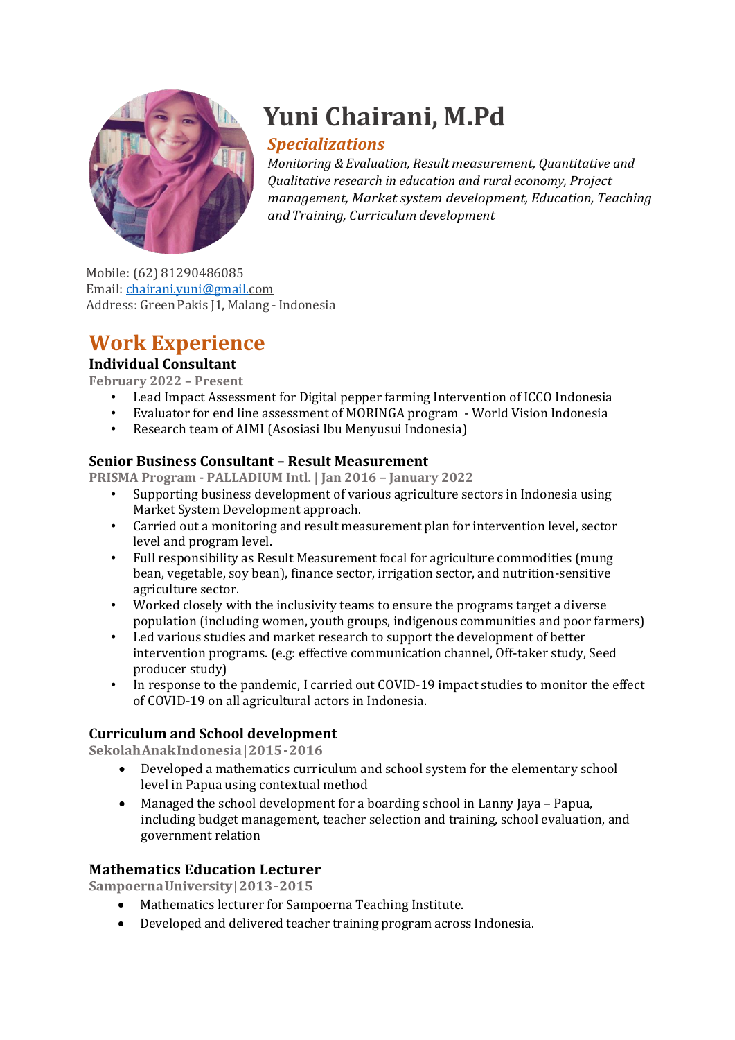# Yuni Chairani, M.Pd

***Specializations***

*Monitoring & Evaluation, Result measurement, Quantitative and Qualitative research in education and rural economy, Project management, Market system development, Education, Teaching and Training, Curriculum development*

Mobile: (62) 81290486085
Email: chairani.yuni@gmail.com
Address: Green Pakis J1, Malang - Indonesia

## Work Experience

### Individual Consultant

**February 2022 – Present**

- Lead Impact Assessment for Digital pepper farming Intervention of ICCO Indonesia
- Evaluator for end line assessment of MORINGA program - World Vision Indonesia
- Research team of AIMI (Asosiasi Ibu Menyusui Indonesia)

### Senior Business Consultant – Result Measurement

**PRISMA Program - PALLADIUM Intl. | Jan 2016 – January 2022**

- Supporting business development of various agriculture sectors in Indonesia using Market System Development approach.
- Carried out a monitoring and result measurement plan for intervention level, sector level and program level.
- Full responsibility as Result Measurement focal for agriculture commodities (mung bean, vegetable, soy bean), finance sector, irrigation sector, and nutrition-sensitive agriculture sector.
- Worked closely with the inclusivity teams to ensure the programs target a diverse population (including women, youth groups, indigenous communities and poor farmers)
- Led various studies and market research to support the development of better intervention programs. (e.g: effective communication channel, Off-taker study, Seed producer study)
- In response to the pandemic, I carried out COVID-19 impact studies to monitor the effect of COVID-19 on all agricultural actors in Indonesia.

### Curriculum and School development

**Sekolah Anak Indonesia | 2015-2016**

- Developed a mathematics curriculum and school system for the elementary school level in Papua using contextual method
- Managed the school development for a boarding school in Lanny Jaya – Papua, including budget management, teacher selection and training, school evaluation, and government relation

### Mathematics Education Lecturer

**Sampoerna University | 2013-2015**

- Mathematics lecturer for Sampoerna Teaching Institute.
- Developed and delivered teacher training program across Indonesia.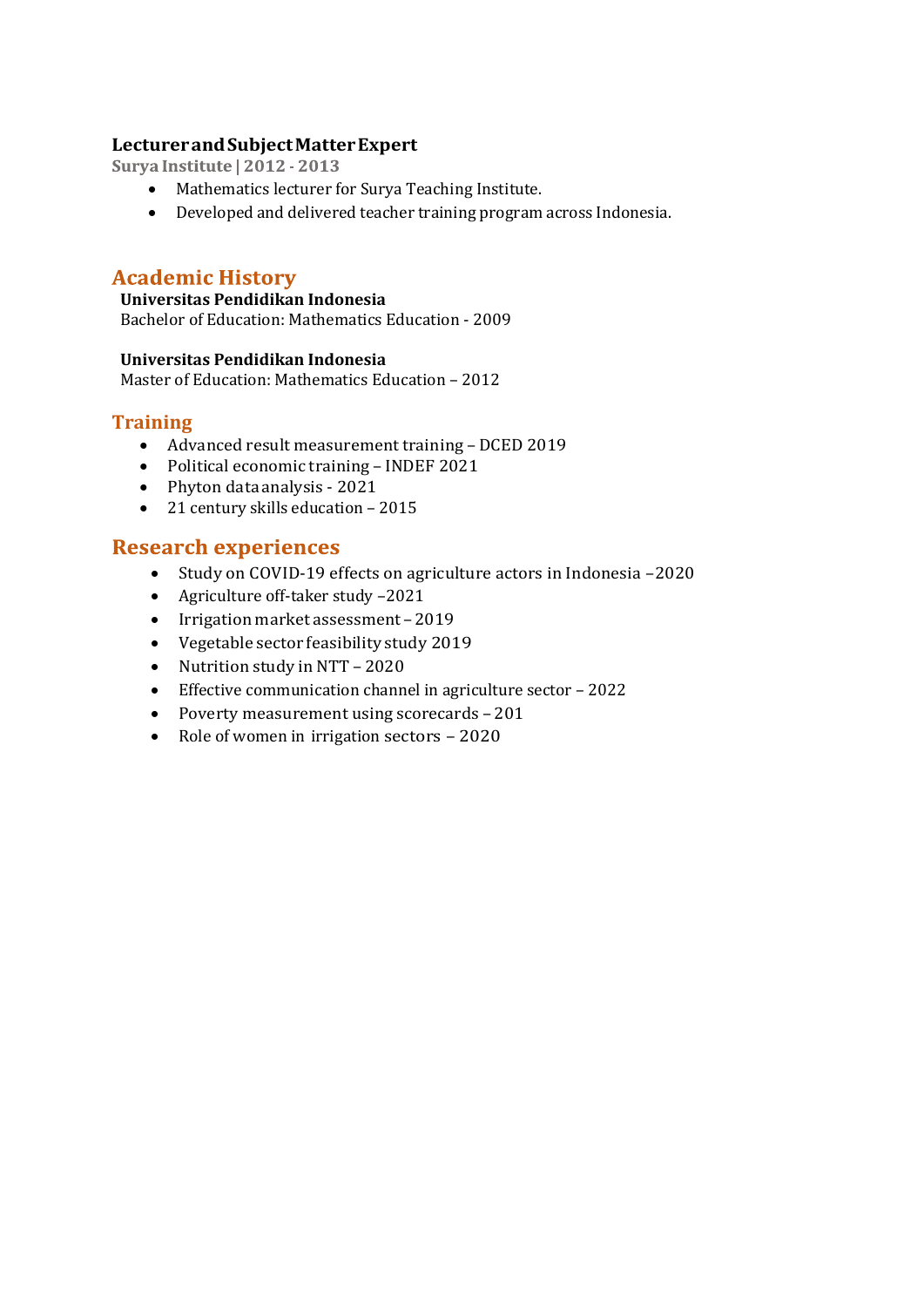### Lecturer and Subject Matter Expert

**Surya Institute | 2012 - 2013**

- Mathematics lecturer for Surya Teaching Institute.
- Developed and delivered teacher training program across Indonesia.

## Academic History

**Universitas Pendidikan Indonesia**
Bachelor of Education: Mathematics Education - 2009

**Universitas Pendidikan Indonesia**
Master of Education: Mathematics Education – 2012

## Training

- Advanced result measurement training – DCED 2019
- Political economic training – INDEF 2021
- Phyton data analysis - 2021
- 21 century skills education – 2015

## Research experiences

- Study on COVID-19 effects on agriculture actors in Indonesia –2020
- Agriculture off-taker study –2021
- Irrigation market assessment – 2019
- Vegetable sector feasibility study 2019
- Nutrition study in NTT – 2020
- Effective communication channel in agriculture sector – 2022
- Poverty measurement using scorecards – 201
- Role of women in irrigation sectors – 2020